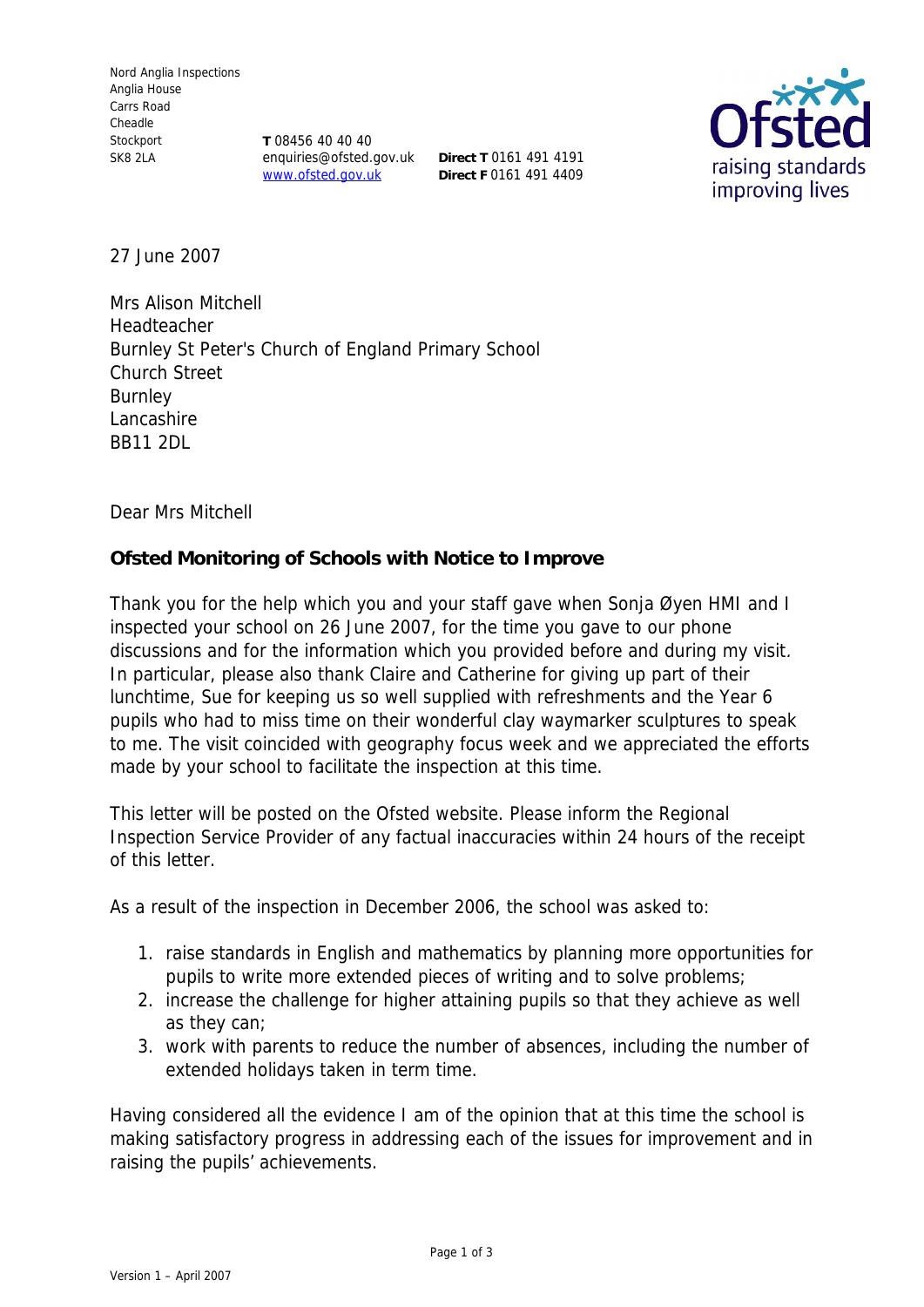Nord Anglia Inspections
Anglia House
Carrs Road
Cheadle
Stockport
SK8 2LA

**T** 08456 40 40 40
enquiries@ofsted.gov.uk
www.ofsted.gov.uk

**Direct T** 0161 491 4191
**Direct F** 0161 491 4409

27 June 2007

Mrs Alison Mitchell
Headteacher
Burnley St Peter's Church of England Primary School
Church Street
Burnley
Lancashire
BB11 2DL

Dear Mrs Mitchell

**Ofsted Monitoring of Schools with Notice to Improve**

Thank you for the help which you and your staff gave when Sonja Øyen HMI and I inspected your school on 26 June 2007, for the time you gave to our phone discussions and for the information which you provided before and during my visit. In particular, please also thank Claire and Catherine for giving up part of their lunchtime, Sue for keeping us so well supplied with refreshments and the Year 6 pupils who had to miss time on their wonderful clay waymarker sculptures to speak to me. The visit coincided with geography focus week and we appreciated the efforts made by your school to facilitate the inspection at this time.

This letter will be posted on the Ofsted website. Please inform the Regional Inspection Service Provider of any factual inaccuracies within 24 hours of the receipt of this letter.

As a result of the inspection in December 2006, the school was asked to:

1. raise standards in English and mathematics by planning more opportunities for pupils to write more extended pieces of writing and to solve problems;
2. increase the challenge for higher attaining pupils so that they achieve as well as they can;
3. work with parents to reduce the number of absences, including the number of extended holidays taken in term time.

Having considered all the evidence I am of the opinion that at this time the school is making satisfactory progress in addressing each of the issues for improvement and in raising the pupils' achievements.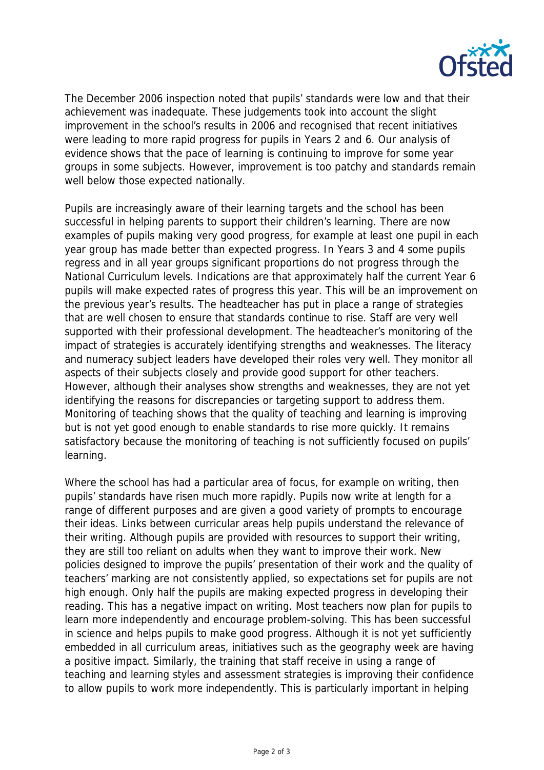The December 2006 inspection noted that pupils' standards were low and that their achievement was inadequate. These judgements took into account the slight improvement in the school's results in 2006 and recognised that recent initiatives were leading to more rapid progress for pupils in Years 2 and 6. Our analysis of evidence shows that the pace of learning is continuing to improve for some year groups in some subjects. However, improvement is too patchy and standards remain well below those expected nationally.

Pupils are increasingly aware of their learning targets and the school has been successful in helping parents to support their children's learning. There are now examples of pupils making very good progress, for example at least one pupil in each year group has made better than expected progress. In Years 3 and 4 some pupils regress and in all year groups significant proportions do not progress through the National Curriculum levels. Indications are that approximately half the current Year 6 pupils will make expected rates of progress this year. This will be an improvement on the previous year's results. The headteacher has put in place a range of strategies that are well chosen to ensure that standards continue to rise. Staff are very well supported with their professional development. The headteacher's monitoring of the impact of strategies is accurately identifying strengths and weaknesses. The literacy and numeracy subject leaders have developed their roles very well. They monitor all aspects of their subjects closely and provide good support for other teachers. However, although their analyses show strengths and weaknesses, they are not yet identifying the reasons for discrepancies or targeting support to address them. Monitoring of teaching shows that the quality of teaching and learning is improving but is not yet good enough to enable standards to rise more quickly. It remains satisfactory because the monitoring of teaching is not sufficiently focused on pupils' learning.

Where the school has had a particular area of focus, for example on writing, then pupils' standards have risen much more rapidly. Pupils now write at length for a range of different purposes and are given a good variety of prompts to encourage their ideas. Links between curricular areas help pupils understand the relevance of their writing. Although pupils are provided with resources to support their writing, they are still too reliant on adults when they want to improve their work. New policies designed to improve the pupils' presentation of their work and the quality of teachers' marking are not consistently applied, so expectations set for pupils are not high enough. Only half the pupils are making expected progress in developing their reading. This has a negative impact on writing. Most teachers now plan for pupils to learn more independently and encourage problem-solving. This has been successful in science and helps pupils to make good progress. Although it is not yet sufficiently embedded in all curriculum areas, initiatives such as the geography week are having a positive impact. Similarly, the training that staff receive in using a range of teaching and learning styles and assessment strategies is improving their confidence to allow pupils to work more independently. This is particularly important in helping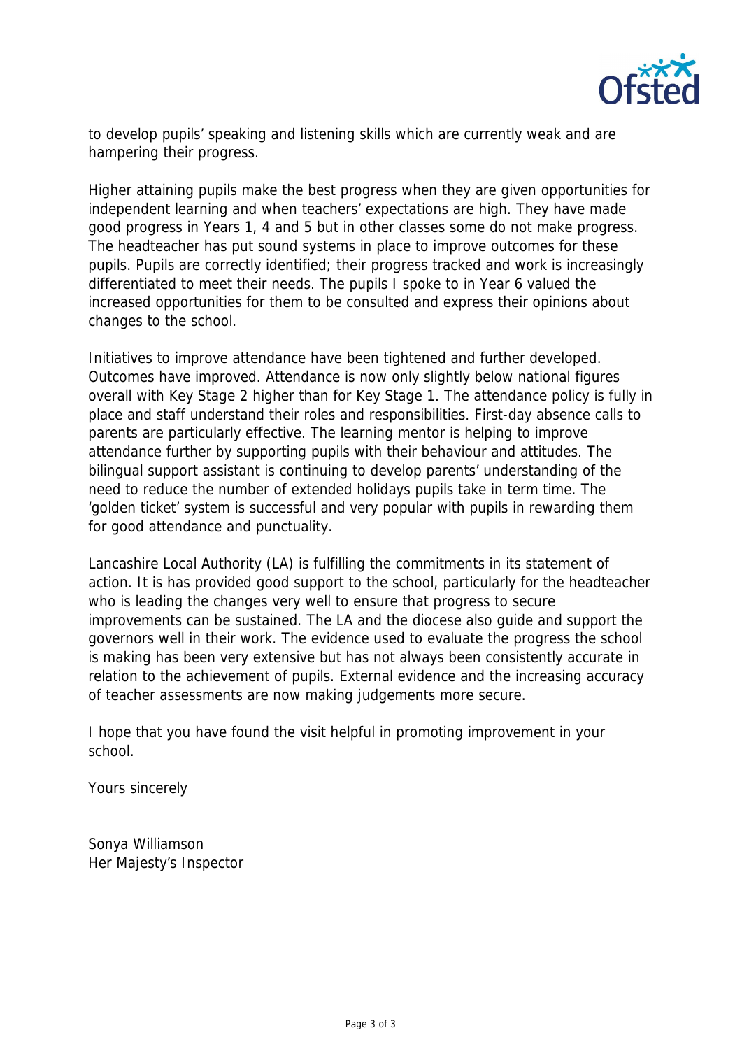to develop pupils' speaking and listening skills which are currently weak and are hampering their progress.

Higher attaining pupils make the best progress when they are given opportunities for independent learning and when teachers' expectations are high. They have made good progress in Years 1, 4 and 5 but in other classes some do not make progress. The headteacher has put sound systems in place to improve outcomes for these pupils. Pupils are correctly identified; their progress tracked and work is increasingly differentiated to meet their needs. The pupils I spoke to in Year 6 valued the increased opportunities for them to be consulted and express their opinions about changes to the school.

Initiatives to improve attendance have been tightened and further developed. Outcomes have improved. Attendance is now only slightly below national figures overall with Key Stage 2 higher than for Key Stage 1. The attendance policy is fully in place and staff understand their roles and responsibilities. First-day absence calls to parents are particularly effective. The learning mentor is helping to improve attendance further by supporting pupils with their behaviour and attitudes. The bilingual support assistant is continuing to develop parents' understanding of the need to reduce the number of extended holidays pupils take in term time. The 'golden ticket' system is successful and very popular with pupils in rewarding them for good attendance and punctuality.

Lancashire Local Authority (LA) is fulfilling the commitments in its statement of action. It is has provided good support to the school, particularly for the headteacher who is leading the changes very well to ensure that progress to secure improvements can be sustained. The LA and the diocese also guide and support the governors well in their work. The evidence used to evaluate the progress the school is making has been very extensive but has not always been consistently accurate in relation to the achievement of pupils. External evidence and the increasing accuracy of teacher assessments are now making judgements more secure.

I hope that you have found the visit helpful in promoting improvement in your school.

Yours sincerely

Sonya Williamson
Her Majesty's Inspector